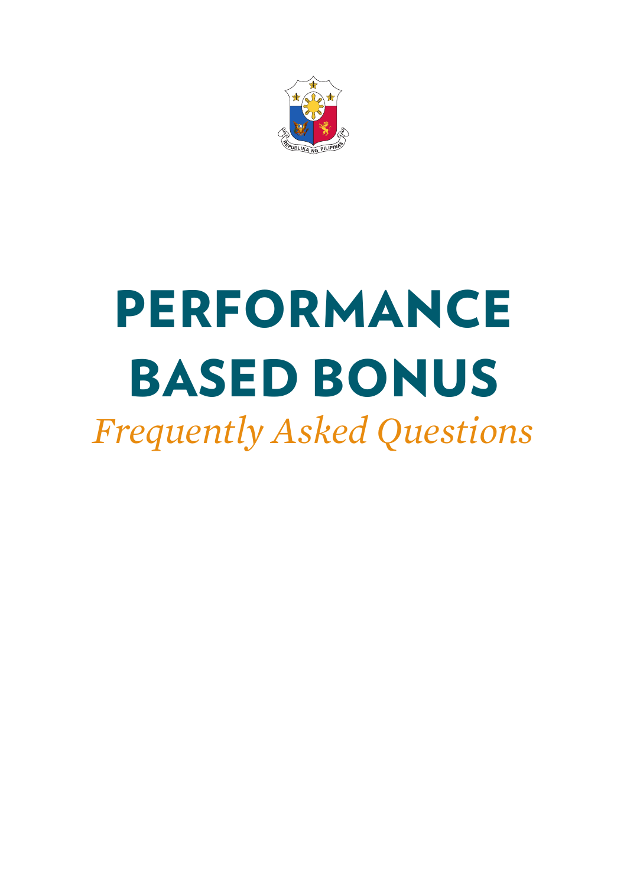# PERFORMANCE BASED BONUS

*Frequently Asked Questions*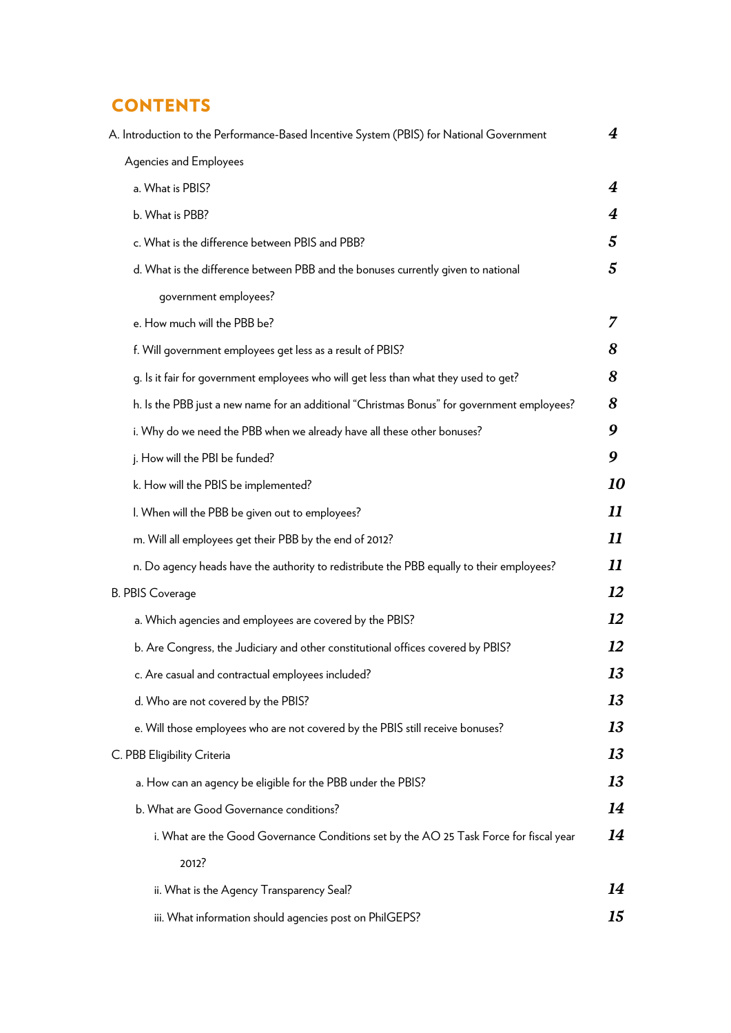# CONTENTS

A. Introduction to the Performance-Based Incentive System (PBIS) for National Government Agencies and Employees — *4*

- a. What is PBIS? — *4*
- b. What is PBB? — *4*
- c. What is the difference between PBIS and PBB? — *5*
- d. What is the difference between PBB and the bonuses currently given to national government employees? — *5*
- e. How much will the PBB be? — *7*
- f. Will government employees get less as a result of PBIS? — *8*
- g. Is it fair for government employees who will get less than what they used to get? — *8*
- h. Is the PBB just a new name for an additional "Christmas Bonus" for government employees? — *8*
- i. Why do we need the PBB when we already have all these other bonuses? — *9*
- j. How will the PBI be funded? — *9*
- k. How will the PBIS be implemented? — *10*
- l. When will the PBB be given out to employees? — *11*
- m. Will all employees get their PBB by the end of 2012? — *11*
- n. Do agency heads have the authority to redistribute the PBB equally to their employees? — *11*

B. PBIS Coverage — *12*

- a. Which agencies and employees are covered by the PBIS? — *12*
- b. Are Congress, the Judiciary and other constitutional offices covered by PBIS? — *12*
- c. Are casual and contractual employees included? — *13*
- d. Who are not covered by the PBIS? — *13*
- e. Will those employees who are not covered by the PBIS still receive bonuses? — *13*

C. PBB Eligibility Criteria — *13*

- a. How can an agency be eligible for the PBB under the PBIS? — *13*
- b. What are Good Governance conditions? — *14*
  - i. What are the Good Governance Conditions set by the AO 25 Task Force for fiscal year 2012? — *14*
  - ii. What is the Agency Transparency Seal? — *14*
  - iii. What information should agencies post on PhilGEPS? — *15*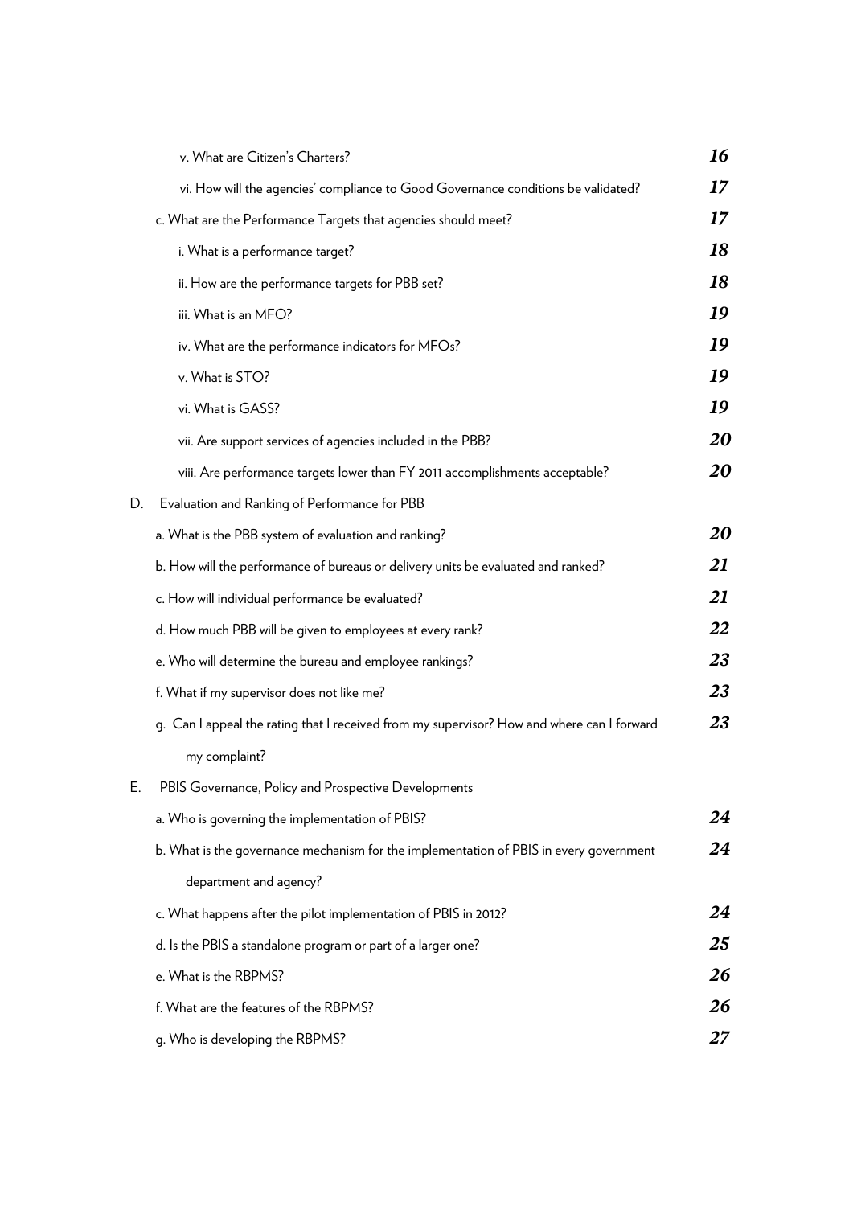| | |
|---|---|
| v. What are Citizen's Charters? | *16* |
| vi. How will the agencies' compliance to Good Governance conditions be validated? | *17* |
| c. What are the Performance Targets that agencies should meet? | *17* |
| i. What is a performance target? | *18* |
| ii. How are the performance targets for PBB set? | *18* |
| iii. What is an MFO? | *19* |
| iv. What are the performance indicators for MFOs? | *19* |
| v. What is STO? | *19* |
| vi. What is GASS? | *19* |
| vii. Are support services of agencies included in the PBB? | *20* |
| viii. Are performance targets lower than FY 2011 accomplishments acceptable? | *20* |
| D. Evaluation and Ranking of Performance for PBB | |
| a. What is the PBB system of evaluation and ranking? | *20* |
| b. How will the performance of bureaus or delivery units be evaluated and ranked? | *21* |
| c. How will individual performance be evaluated? | *21* |
| d. How much PBB will be given to employees at every rank? | *22* |
| e. Who will determine the bureau and employee rankings? | *23* |
| f. What if my supervisor does not like me? | *23* |
| g. Can I appeal the rating that I received from my supervisor? How and where can I forward my complaint? | *23* |
| E. PBIS Governance, Policy and Prospective Developments | |
| a. Who is governing the implementation of PBIS? | *24* |
| b. What is the governance mechanism for the implementation of PBIS in every government department and agency? | *24* |
| c. What happens after the pilot implementation of PBIS in 2012? | *24* |
| d. Is the PBIS a standalone program or part of a larger one? | *25* |
| e. What is the RBPMS? | *26* |
| f. What are the features of the RBPMS? | *26* |
| g. Who is developing the RBPMS? | *27* |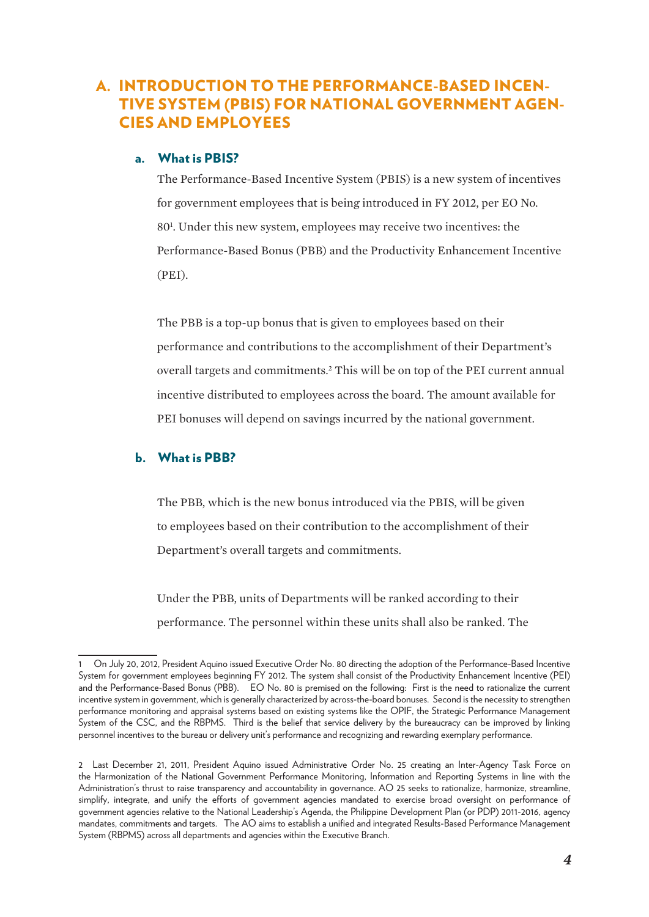## A. INTRODUCTION TO THE PERFORMANCE-BASED INCENTIVE SYSTEM (PBIS) FOR NATIONAL GOVERNMENT AGENCIES AND EMPLOYEES

### a. What is PBIS?

The Performance-Based Incentive System (PBIS) is a new system of incentives for government employees that is being introduced in FY 2012, per EO No. 80[1]. Under this new system, employees may receive two incentives: the Performance-Based Bonus (PBB) and the Productivity Enhancement Incentive (PEI).

The PBB is a top-up bonus that is given to employees based on their performance and contributions to the accomplishment of their Department's overall targets and commitments.[2] This will be on top of the PEI current annual incentive distributed to employees across the board. The amount available for PEI bonuses will depend on savings incurred by the national government.

### b. What is PBB?

The PBB, which is the new bonus introduced via the PBIS, will be given to employees based on their contribution to the accomplishment of their Department's overall targets and commitments.

Under the PBB, units of Departments will be ranked according to their performance. The personnel within these units shall also be ranked. The

---

1 On July 20, 2012, President Aquino issued Executive Order No. 80 directing the adoption of the Performance-Based Incentive System for government employees beginning FY 2012. The system shall consist of the Productivity Enhancement Incentive (PEI) and the Performance-Based Bonus (PBB). EO No. 80 is premised on the following: First is the need to rationalize the current incentive system in government, which is generally characterized by across-the-board bonuses. Second is the necessity to strengthen performance monitoring and appraisal systems based on existing systems like the OPIF, the Strategic Performance Management System of the CSC, and the RBPMS. Third is the belief that service delivery by the bureaucracy can be improved by linking personnel incentives to the bureau or delivery unit's performance and recognizing and rewarding exemplary performance.

2 Last December 21, 2011, President Aquino issued Administrative Order No. 25 creating an Inter-Agency Task Force on the Harmonization of the National Government Performance Monitoring, Information and Reporting Systems in line with the Administration's thrust to raise transparency and accountability in governance. AO 25 seeks to rationalize, harmonize, streamline, simplify, integrate, and unify the efforts of government agencies mandated to exercise broad oversight on performance of government agencies relative to the National Leadership's Agenda, the Philippine Development Plan (or PDP) 2011-2016, agency mandates, commitments and targets. The AO aims to establish a unified and integrated Results-Based Performance Management System (RBPMS) across all departments and agencies within the Executive Branch.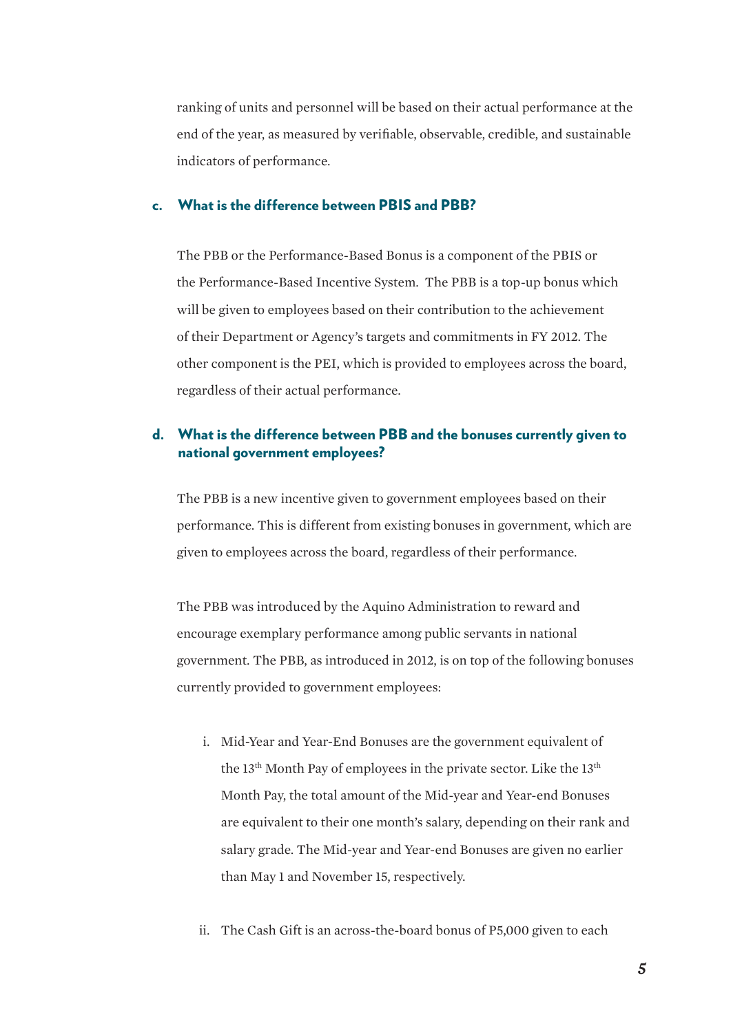ranking of units and personnel will be based on their actual performance at the end of the year, as measured by verifiable, observable, credible, and sustainable indicators of performance.

### c. What is the difference between PBIS and PBB?

The PBB or the Performance-Based Bonus is a component of the PBIS or the Performance-Based Incentive System. The PBB is a top-up bonus which will be given to employees based on their contribution to the achievement of their Department or Agency's targets and commitments in FY 2012. The other component is the PEI, which is provided to employees across the board, regardless of their actual performance.

### d. What is the difference between PBB and the bonuses currently given to national government employees?

The PBB is a new incentive given to government employees based on their performance. This is different from existing bonuses in government, which are given to employees across the board, regardless of their performance.

The PBB was introduced by the Aquino Administration to reward and encourage exemplary performance among public servants in national government. The PBB, as introduced in 2012, is on top of the following bonuses currently provided to government employees:

i. Mid-Year and Year-End Bonuses are the government equivalent of the 13th Month Pay of employees in the private sector. Like the 13th Month Pay, the total amount of the Mid-year and Year-end Bonuses are equivalent to their one month's salary, depending on their rank and salary grade. The Mid-year and Year-end Bonuses are given no earlier than May 1 and November 15, respectively.

ii. The Cash Gift is an across-the-board bonus of P5,000 given to each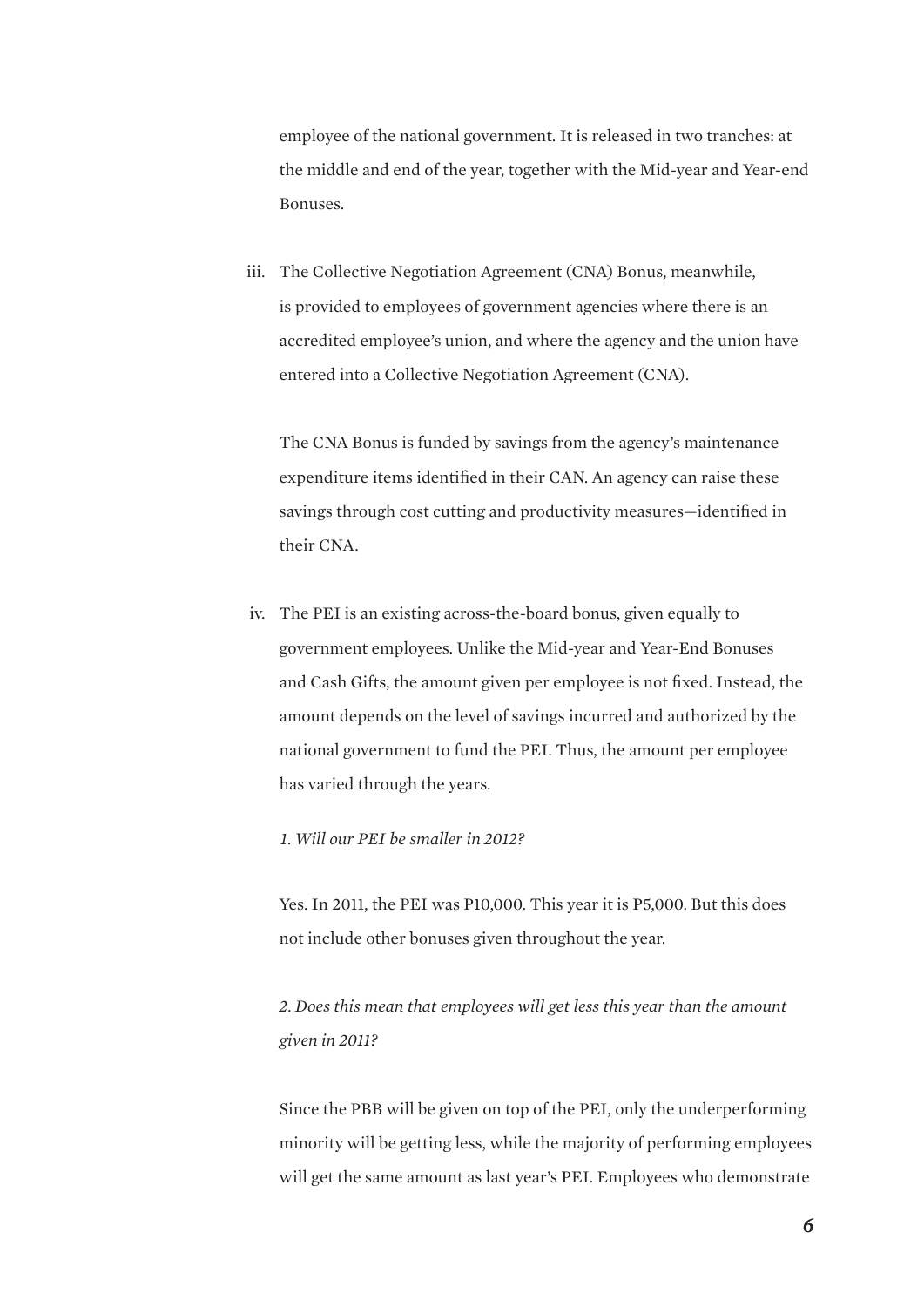employee of the national government. It is released in two tranches: at the middle and end of the year, together with the Mid-year and Year-end Bonuses.

iii. The Collective Negotiation Agreement (CNA) Bonus, meanwhile, is provided to employees of government agencies where there is an accredited employee's union, and where the agency and the union have entered into a Collective Negotiation Agreement (CNA).

   The CNA Bonus is funded by savings from the agency's maintenance expenditure items identified in their CAN. An agency can raise these savings through cost cutting and productivity measures—identified in their CNA.

iv. The PEI is an existing across-the-board bonus, given equally to government employees. Unlike the Mid-year and Year-End Bonuses and Cash Gifts, the amount given per employee is not fixed. Instead, the amount depends on the level of savings incurred and authorized by the national government to fund the PEI. Thus, the amount per employee has varied through the years.

   *1. Will our PEI be smaller in 2012?*

   Yes. In 2011, the PEI was P10,000. This year it is P5,000. But this does not include other bonuses given throughout the year.

   *2. Does this mean that employees will get less this year than the amount given in 2011?*

   Since the PBB will be given on top of the PEI, only the underperforming minority will be getting less, while the majority of performing employees will get the same amount as last year's PEI. Employees who demonstrate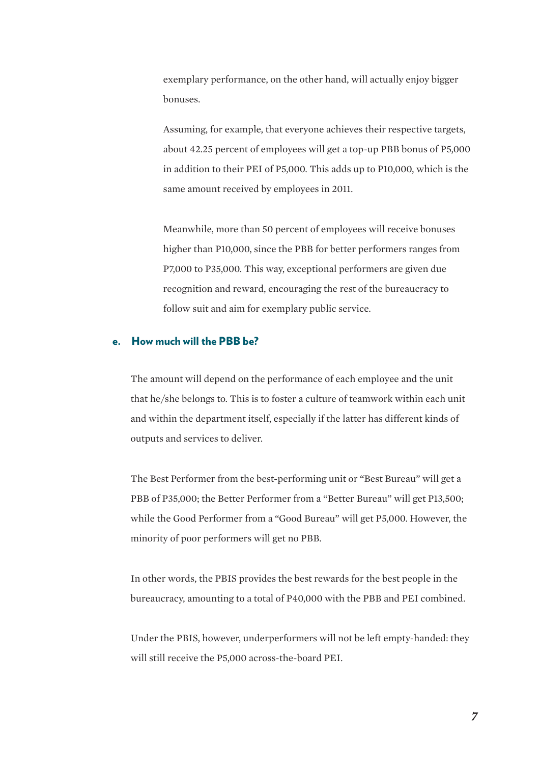exemplary performance, on the other hand, will actually enjoy bigger bonuses.

Assuming, for example, that everyone achieves their respective targets, about 42.25 percent of employees will get a top-up PBB bonus of P5,000 in addition to their PEI of P5,000. This adds up to P10,000, which is the same amount received by employees in 2011.

Meanwhile, more than 50 percent of employees will receive bonuses higher than P10,000, since the PBB for better performers ranges from P7,000 to P35,000. This way, exceptional performers are given due recognition and reward, encouraging the rest of the bureaucracy to follow suit and aim for exemplary public service.

### e. How much will the PBB be?

The amount will depend on the performance of each employee and the unit that he/she belongs to. This is to foster a culture of teamwork within each unit and within the department itself, especially if the latter has different kinds of outputs and services to deliver.

The Best Performer from the best-performing unit or "Best Bureau" will get a PBB of P35,000; the Better Performer from a "Better Bureau" will get P13,500; while the Good Performer from a "Good Bureau" will get P5,000. However, the minority of poor performers will get no PBB.

In other words, the PBIS provides the best rewards for the best people in the bureaucracy, amounting to a total of P40,000 with the PBB and PEI combined.

Under the PBIS, however, underperformers will not be left empty-handed: they will still receive the P5,000 across-the-board PEI.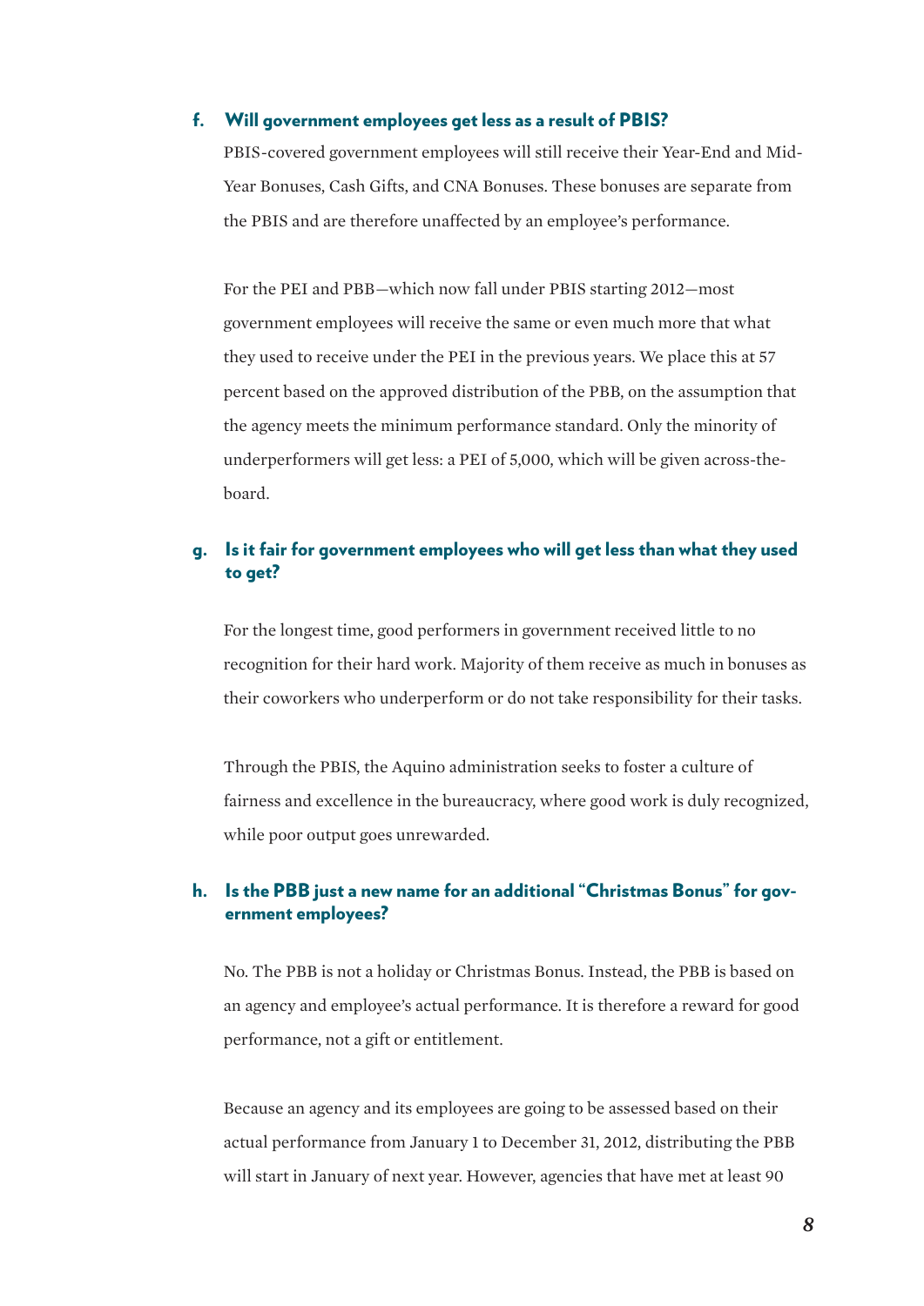### f. Will government employees get less as a result of PBIS?

PBIS-covered government employees will still receive their Year-End and Mid-Year Bonuses, Cash Gifts, and CNA Bonuses. These bonuses are separate from the PBIS and are therefore unaffected by an employee's performance.

For the PEI and PBB—which now fall under PBIS starting 2012—most government employees will receive the same or even much more that what they used to receive under the PEI in the previous years. We place this at 57 percent based on the approved distribution of the PBB, on the assumption that the agency meets the minimum performance standard. Only the minority of underperformers will get less: a PEI of 5,000, which will be given across-the-board.

### g. Is it fair for government employees who will get less than what they used to get?

For the longest time, good performers in government received little to no recognition for their hard work. Majority of them receive as much in bonuses as their coworkers who underperform or do not take responsibility for their tasks.

Through the PBIS, the Aquino administration seeks to foster a culture of fairness and excellence in the bureaucracy, where good work is duly recognized, while poor output goes unrewarded.

### h. Is the PBB just a new name for an additional "Christmas Bonus" for government employees?

No. The PBB is not a holiday or Christmas Bonus. Instead, the PBB is based on an agency and employee's actual performance. It is therefore a reward for good performance, not a gift or entitlement.

Because an agency and its employees are going to be assessed based on their actual performance from January 1 to December 31, 2012, distributing the PBB will start in January of next year. However, agencies that have met at least 90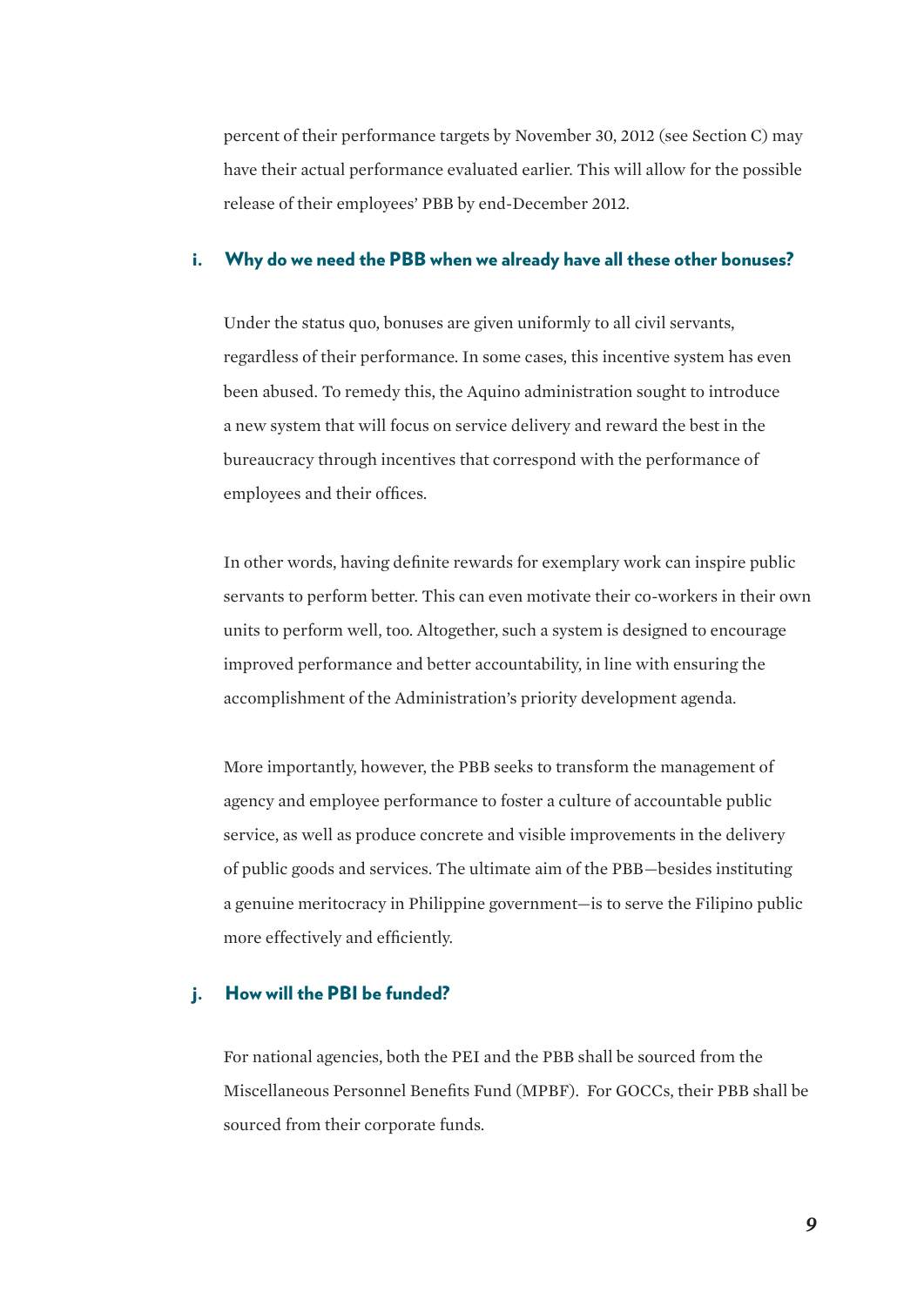percent of their performance targets by November 30, 2012 (see Section C) may have their actual performance evaluated earlier. This will allow for the possible release of their employees' PBB by end-December 2012.

### i. Why do we need the PBB when we already have all these other bonuses?

Under the status quo, bonuses are given uniformly to all civil servants, regardless of their performance. In some cases, this incentive system has even been abused. To remedy this, the Aquino administration sought to introduce a new system that will focus on service delivery and reward the best in the bureaucracy through incentives that correspond with the performance of employees and their offices.

In other words, having definite rewards for exemplary work can inspire public servants to perform better. This can even motivate their co-workers in their own units to perform well, too. Altogether, such a system is designed to encourage improved performance and better accountability, in line with ensuring the accomplishment of the Administration's priority development agenda.

More importantly, however, the PBB seeks to transform the management of agency and employee performance to foster a culture of accountable public service, as well as produce concrete and visible improvements in the delivery of public goods and services. The ultimate aim of the PBB—besides instituting a genuine meritocracy in Philippine government—is to serve the Filipino public more effectively and efficiently.

### j. How will the PBI be funded?

For national agencies, both the PEI and the PBB shall be sourced from the Miscellaneous Personnel Benefits Fund (MPBF). For GOCCs, their PBB shall be sourced from their corporate funds.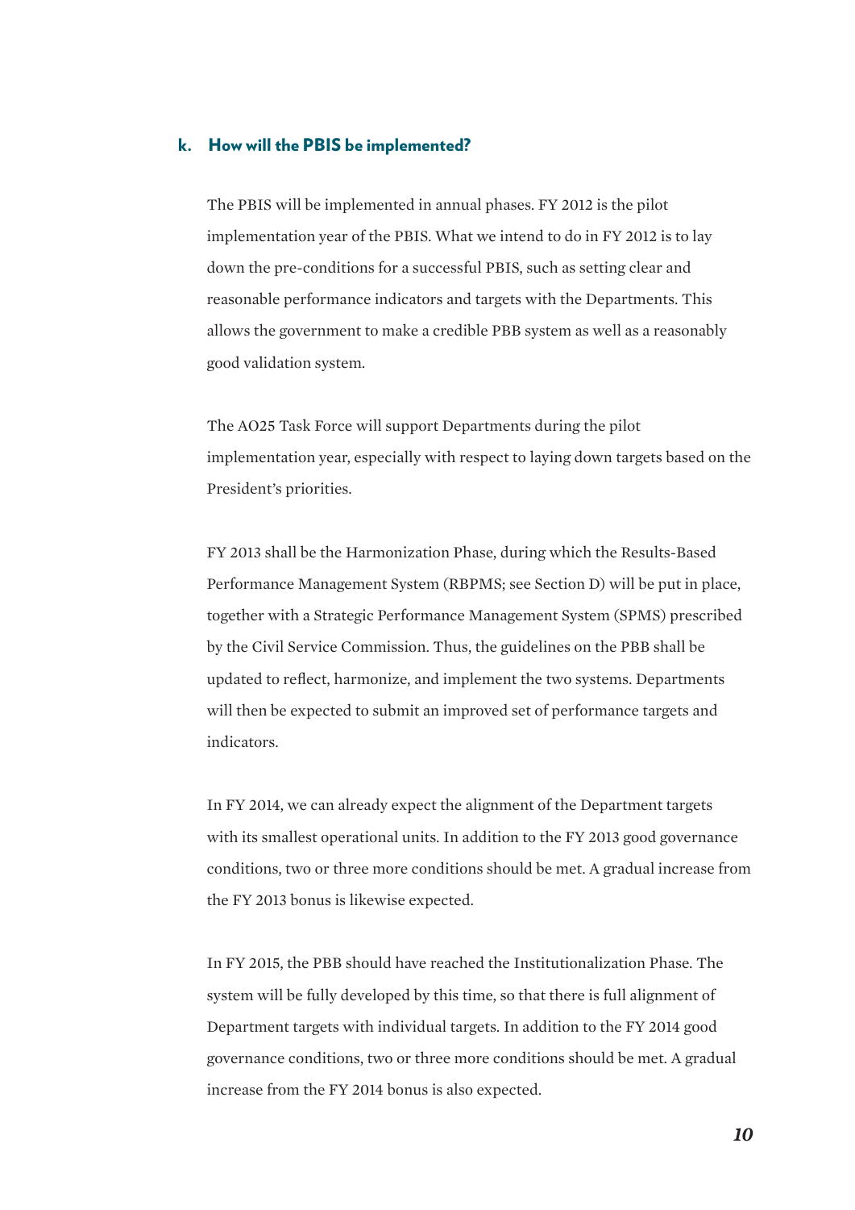### k. How will the PBIS be implemented?

The PBIS will be implemented in annual phases. FY 2012 is the pilot implementation year of the PBIS. What we intend to do in FY 2012 is to lay down the pre-conditions for a successful PBIS, such as setting clear and reasonable performance indicators and targets with the Departments. This allows the government to make a credible PBB system as well as a reasonably good validation system.

The AO25 Task Force will support Departments during the pilot implementation year, especially with respect to laying down targets based on the President's priorities.

FY 2013 shall be the Harmonization Phase, during which the Results-Based Performance Management System (RBPMS; see Section D) will be put in place, together with a Strategic Performance Management System (SPMS) prescribed by the Civil Service Commission. Thus, the guidelines on the PBB shall be updated to reflect, harmonize, and implement the two systems. Departments will then be expected to submit an improved set of performance targets and indicators.

In FY 2014, we can already expect the alignment of the Department targets with its smallest operational units. In addition to the FY 2013 good governance conditions, two or three more conditions should be met. A gradual increase from the FY 2013 bonus is likewise expected.

In FY 2015, the PBB should have reached the Institutionalization Phase. The system will be fully developed by this time, so that there is full alignment of Department targets with individual targets. In addition to the FY 2014 good governance conditions, two or three more conditions should be met. A gradual increase from the FY 2014 bonus is also expected.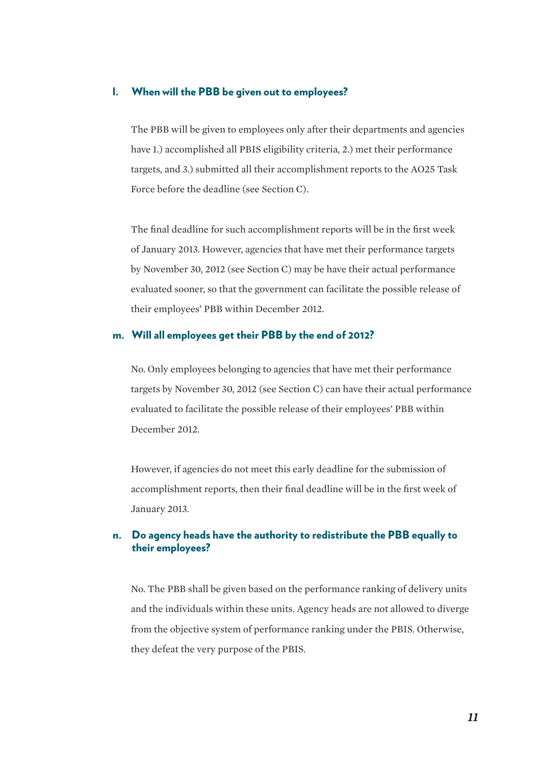### l. When will the PBB be given out to employees?

The PBB will be given to employees only after their departments and agencies have 1.) accomplished all PBIS eligibility criteria, 2.) met their performance targets, and 3.) submitted all their accomplishment reports to the AO25 Task Force before the deadline (see Section C).

The final deadline for such accomplishment reports will be in the first week of January 2013. However, agencies that have met their performance targets by November 30, 2012 (see Section C) may be have their actual performance evaluated sooner, so that the government can facilitate the possible release of their employees' PBB within December 2012.

### m. Will all employees get their PBB by the end of 2012?

No. Only employees belonging to agencies that have met their performance targets by November 30, 2012 (see Section C) can have their actual performance evaluated to facilitate the possible release of their employees' PBB within December 2012.

However, if agencies do not meet this early deadline for the submission of accomplishment reports, then their final deadline will be in the first week of January 2013.

### n. Do agency heads have the authority to redistribute the PBB equally to their employees?

No. The PBB shall be given based on the performance ranking of delivery units and the individuals within these units. Agency heads are not allowed to diverge from the objective system of performance ranking under the PBIS. Otherwise, they defeat the very purpose of the PBIS.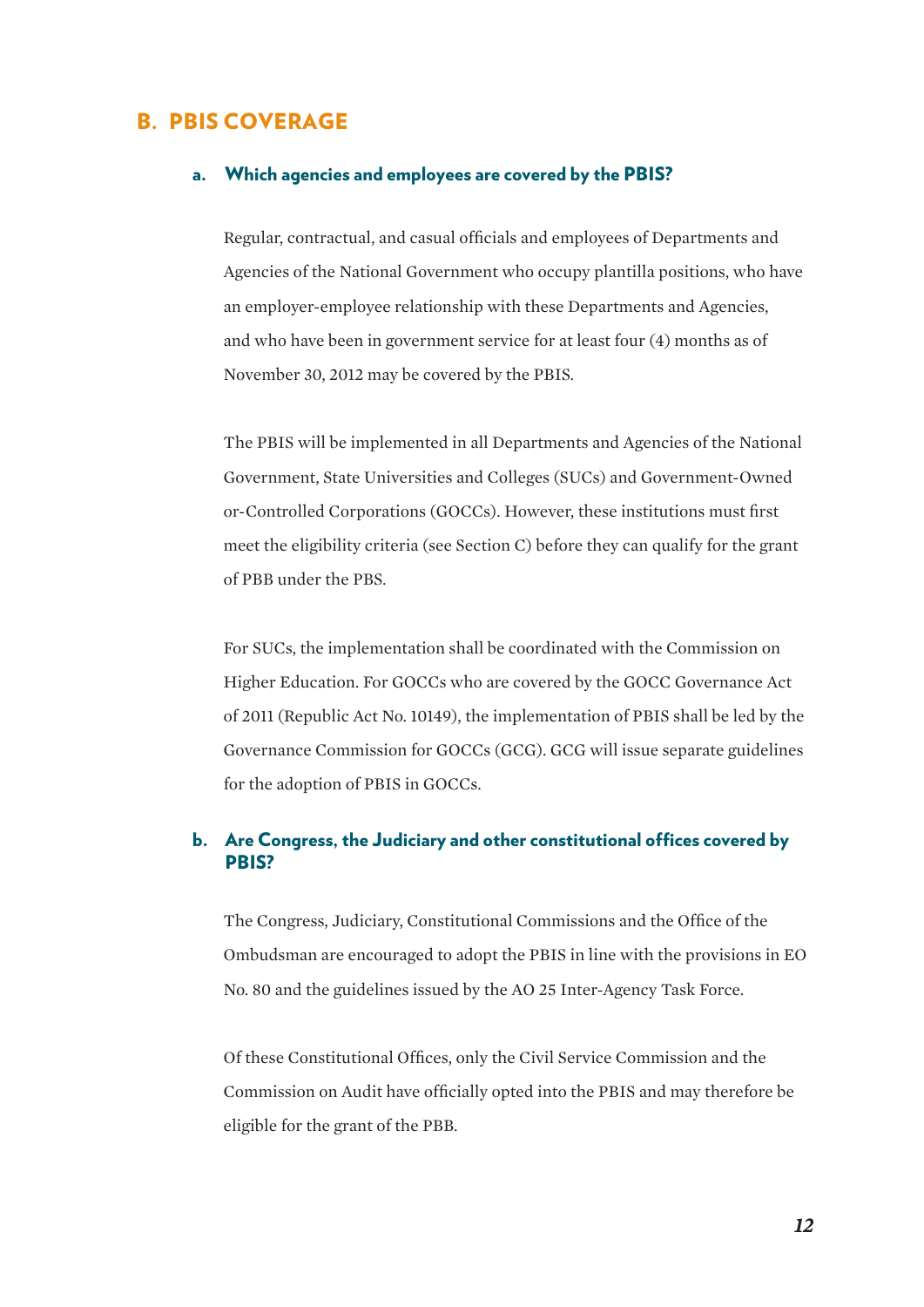## B. PBIS COVERAGE

### a. Which agencies and employees are covered by the PBIS?

Regular, contractual, and casual officials and employees of Departments and Agencies of the National Government who occupy plantilla positions, who have an employer-employee relationship with these Departments and Agencies, and who have been in government service for at least four (4) months as of November 30, 2012 may be covered by the PBIS.

The PBIS will be implemented in all Departments and Agencies of the National Government, State Universities and Colleges (SUCs) and Government-Owned or-Controlled Corporations (GOCCs). However, these institutions must first meet the eligibility criteria (see Section C) before they can qualify for the grant of PBB under the PBS.

For SUCs, the implementation shall be coordinated with the Commission on Higher Education. For GOCCs who are covered by the GOCC Governance Act of 2011 (Republic Act No. 10149), the implementation of PBIS shall be led by the Governance Commission for GOCCs (GCG). GCG will issue separate guidelines for the adoption of PBIS in GOCCs.

### b. Are Congress, the Judiciary and other constitutional offices covered by PBIS?

The Congress, Judiciary, Constitutional Commissions and the Office of the Ombudsman are encouraged to adopt the PBIS in line with the provisions in EO No. 80 and the guidelines issued by the AO 25 Inter-Agency Task Force.

Of these Constitutional Offices, only the Civil Service Commission and the Commission on Audit have officially opted into the PBIS and may therefore be eligible for the grant of the PBB.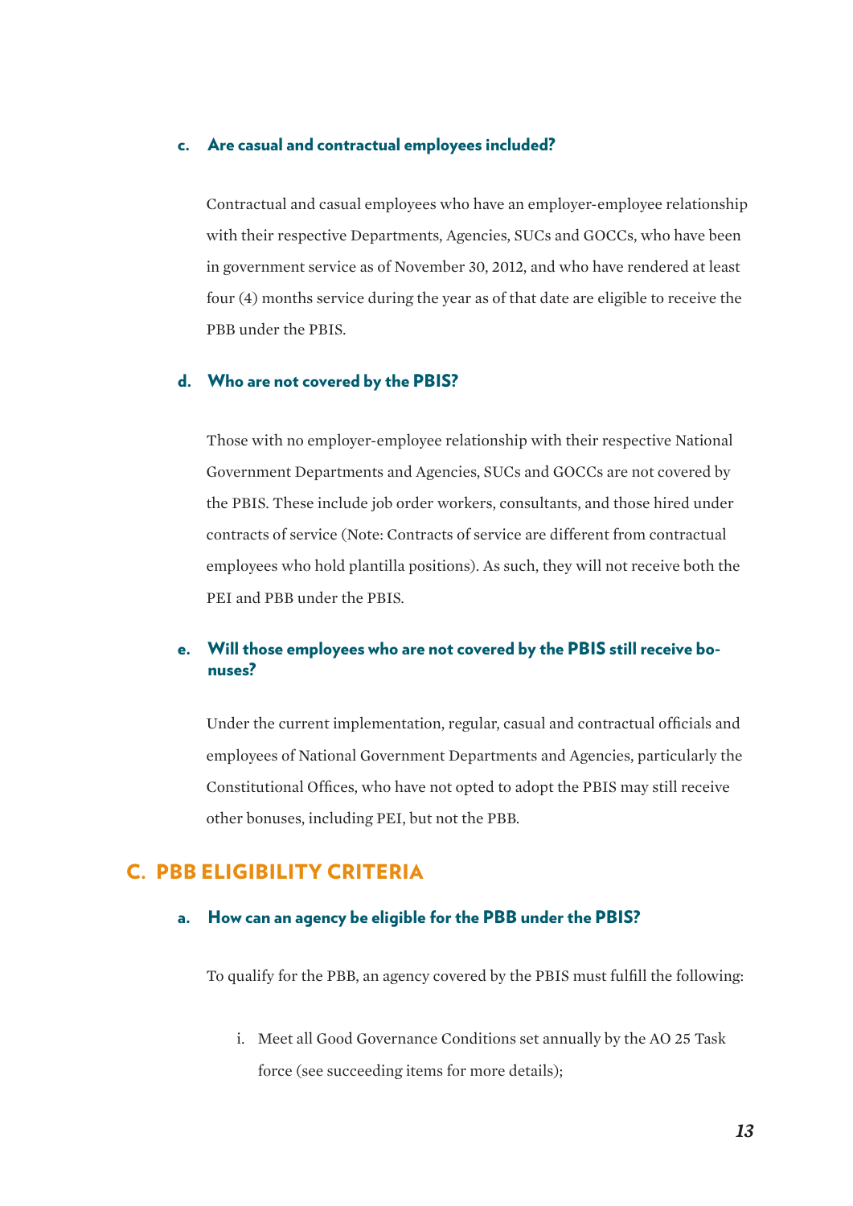### c. Are casual and contractual employees included?

Contractual and casual employees who have an employer-employee relationship with their respective Departments, Agencies, SUCs and GOCCs, who have been in government service as of November 30, 2012, and who have rendered at least four (4) months service during the year as of that date are eligible to receive the PBB under the PBIS.

### d. Who are not covered by the PBIS?

Those with no employer-employee relationship with their respective National Government Departments and Agencies, SUCs and GOCCs are not covered by the PBIS. These include job order workers, consultants, and those hired under contracts of service (Note: Contracts of service are different from contractual employees who hold plantilla positions). As such, they will not receive both the PEI and PBB under the PBIS.

### e. Will those employees who are not covered by the PBIS still receive bonuses?

Under the current implementation, regular, casual and contractual officials and employees of National Government Departments and Agencies, particularly the Constitutional Offices, who have not opted to adopt the PBIS may still receive other bonuses, including PEI, but not the PBB.

## C. PBB ELIGIBILITY CRITERIA

### a. How can an agency be eligible for the PBB under the PBIS?

To qualify for the PBB, an agency covered by the PBIS must fulfill the following:

i. Meet all Good Governance Conditions set annually by the AO 25 Task force (see succeeding items for more details);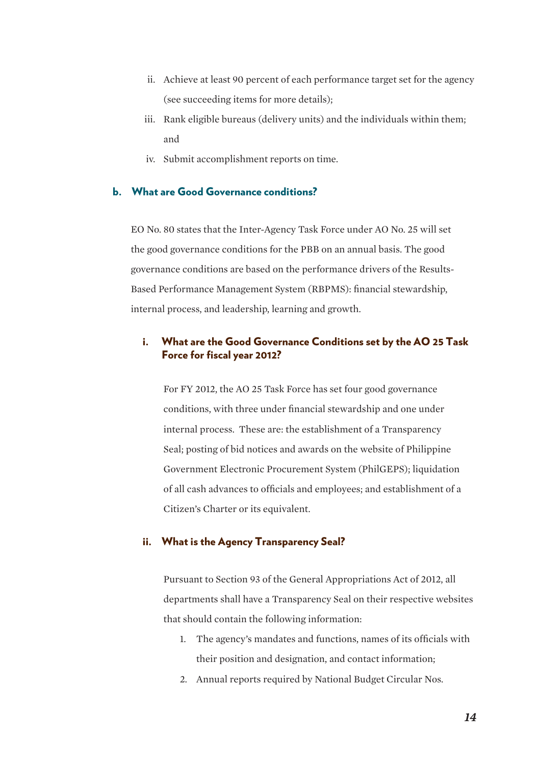ii. Achieve at least 90 percent of each performance target set for the agency (see succeeding items for more details);

iii. Rank eligible bureaus (delivery units) and the individuals within them; and

iv. Submit accomplishment reports on time.

### b. What are Good Governance conditions?

EO No. 80 states that the Inter-Agency Task Force under AO No. 25 will set the good governance conditions for the PBB on an annual basis. The good governance conditions are based on the performance drivers of the Results-Based Performance Management System (RBPMS): financial stewardship, internal process, and leadership, learning and growth.

#### i. What are the Good Governance Conditions set by the AO 25 Task Force for fiscal year 2012?

For FY 2012, the AO 25 Task Force has set four good governance conditions, with three under financial stewardship and one under internal process. These are: the establishment of a Transparency Seal; posting of bid notices and awards on the website of Philippine Government Electronic Procurement System (PhilGEPS); liquidation of all cash advances to officials and employees; and establishment of a Citizen's Charter or its equivalent.

#### ii. What is the Agency Transparency Seal?

Pursuant to Section 93 of the General Appropriations Act of 2012, all departments shall have a Transparency Seal on their respective websites that should contain the following information:

1. The agency's mandates and functions, names of its officials with their position and designation, and contact information;
2. Annual reports required by National Budget Circular Nos.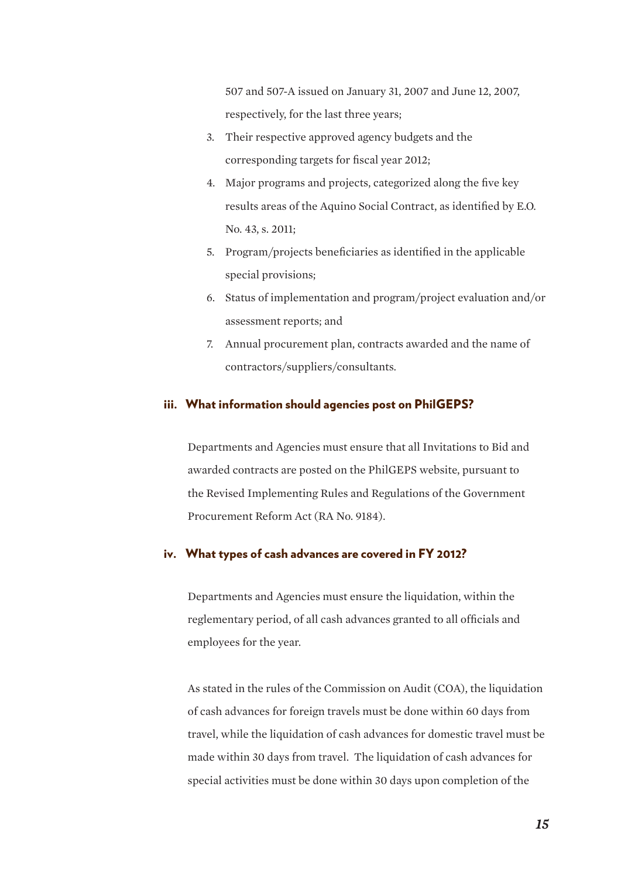507 and 507-A issued on January 31, 2007 and June 12, 2007, respectively, for the last three years;

3. Their respective approved agency budgets and the corresponding targets for fiscal year 2012;
4. Major programs and projects, categorized along the five key results areas of the Aquino Social Contract, as identified by E.O. No. 43, s. 2011;
5. Program/projects beneficiaries as identified in the applicable special provisions;
6. Status of implementation and program/project evaluation and/or assessment reports; and
7. Annual procurement plan, contracts awarded and the name of contractors/suppliers/consultants.

### iii. What information should agencies post on PhilGEPS?

Departments and Agencies must ensure that all Invitations to Bid and awarded contracts are posted on the PhilGEPS website, pursuant to the Revised Implementing Rules and Regulations of the Government Procurement Reform Act (RA No. 9184).

### iv. What types of cash advances are covered in FY 2012?

Departments and Agencies must ensure the liquidation, within the reglementary period, of all cash advances granted to all officials and employees for the year.

As stated in the rules of the Commission on Audit (COA), the liquidation of cash advances for foreign travels must be done within 60 days from travel, while the liquidation of cash advances for domestic travel must be made within 30 days from travel. The liquidation of cash advances for special activities must be done within 30 days upon completion of the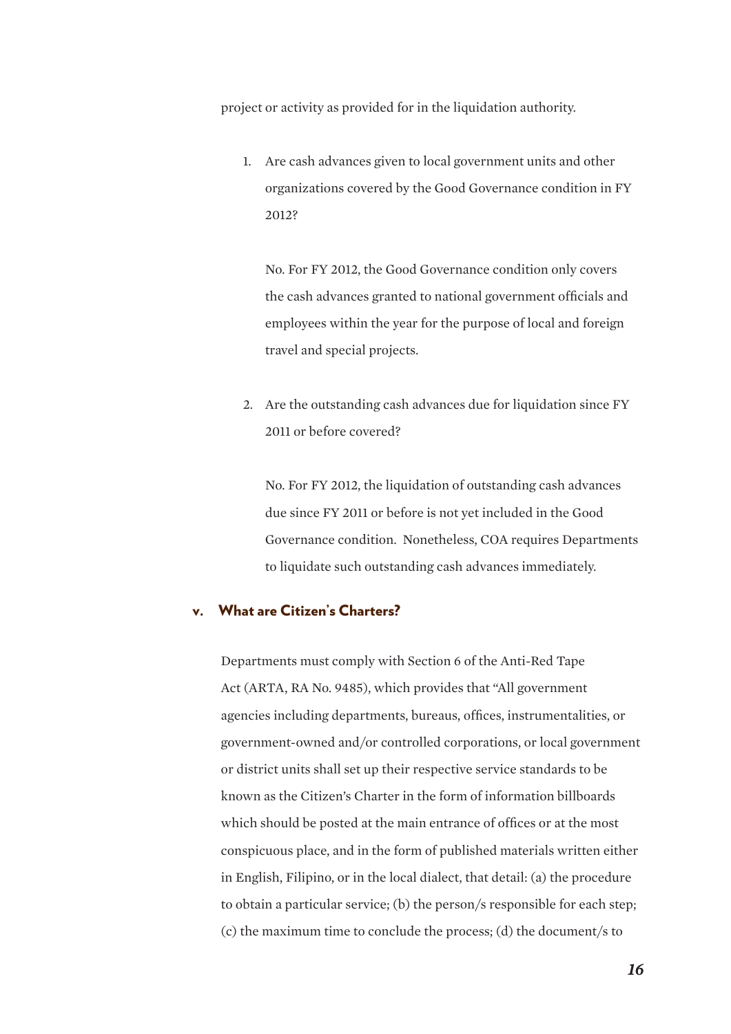project or activity as provided for in the liquidation authority.

1. Are cash advances given to local government units and other organizations covered by the Good Governance condition in FY 2012?

   No. For FY 2012, the Good Governance condition only covers the cash advances granted to national government officials and employees within the year for the purpose of local and foreign travel and special projects.

2. Are the outstanding cash advances due for liquidation since FY 2011 or before covered?

   No. For FY 2012, the liquidation of outstanding cash advances due since FY 2011 or before is not yet included in the Good Governance condition. Nonetheless, COA requires Departments to liquidate such outstanding cash advances immediately.

### v. What are Citizen's Charters?

Departments must comply with Section 6 of the Anti-Red Tape Act (ARTA, RA No. 9485), which provides that "All government agencies including departments, bureaus, offices, instrumentalities, or government-owned and/or controlled corporations, or local government or district units shall set up their respective service standards to be known as the Citizen's Charter in the form of information billboards which should be posted at the main entrance of offices or at the most conspicuous place, and in the form of published materials written either in English, Filipino, or in the local dialect, that detail: (a) the procedure to obtain a particular service; (b) the person/s responsible for each step; (c) the maximum time to conclude the process; (d) the document/s to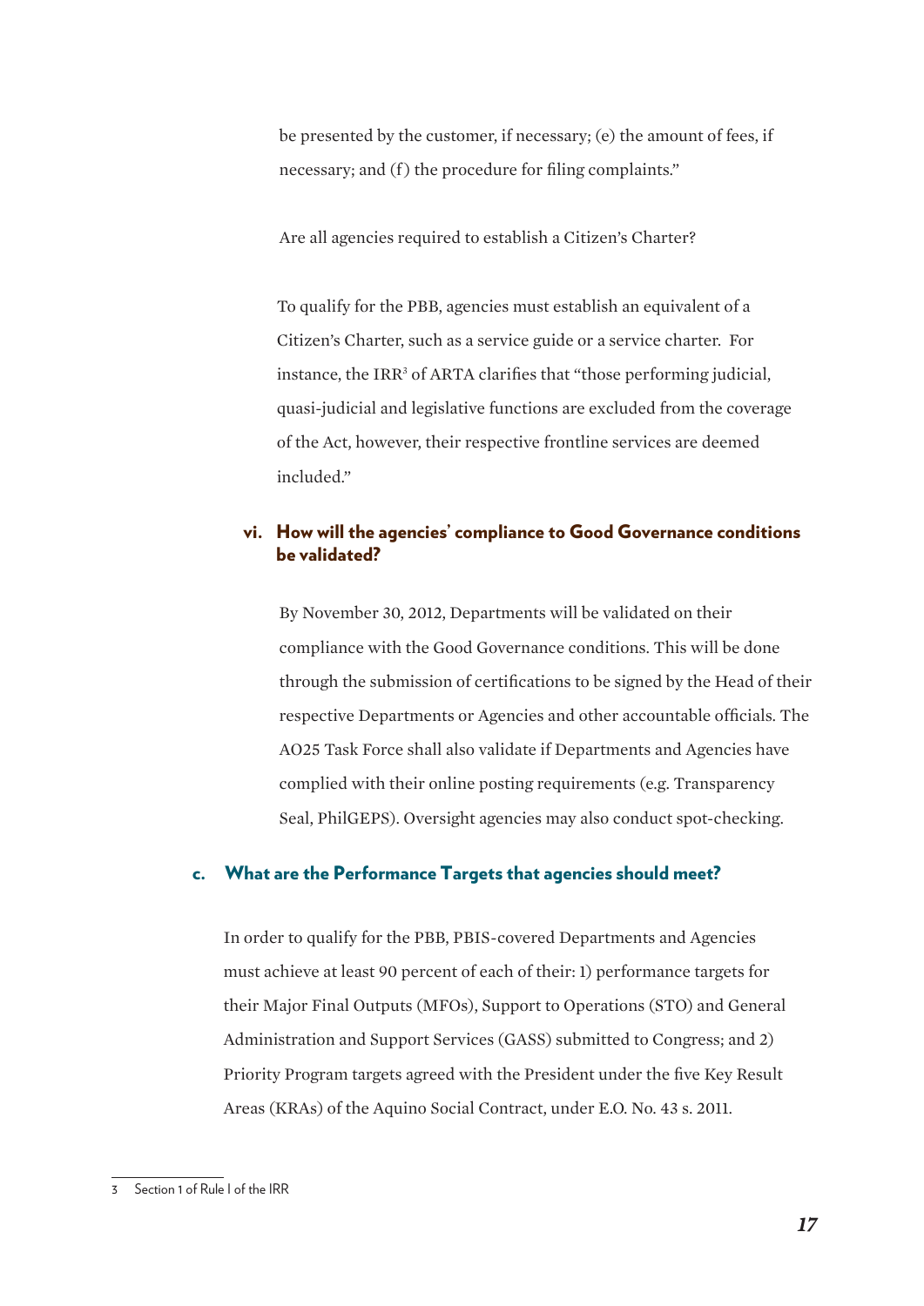be presented by the customer, if necessary; (e) the amount of fees, if necessary; and (f) the procedure for filing complaints."

Are all agencies required to establish a Citizen's Charter?

To qualify for the PBB, agencies must establish an equivalent of a Citizen's Charter, such as a service guide or a service charter. For instance, the IRR[3] of ARTA clarifies that "those performing judicial, quasi-judicial and legislative functions are excluded from the coverage of the Act, however, their respective frontline services are deemed included."

#### vi. How will the agencies' compliance to Good Governance conditions be validated?

By November 30, 2012, Departments will be validated on their compliance with the Good Governance conditions. This will be done through the submission of certifications to be signed by the Head of their respective Departments or Agencies and other accountable officials. The AO25 Task Force shall also validate if Departments and Agencies have complied with their online posting requirements (e.g. Transparency Seal, PhilGEPS). Oversight agencies may also conduct spot-checking.

### c. What are the Performance Targets that agencies should meet?

In order to qualify for the PBB, PBIS-covered Departments and Agencies must achieve at least 90 percent of each of their: 1) performance targets for their Major Final Outputs (MFOs), Support to Operations (STO) and General Administration and Support Services (GASS) submitted to Congress; and 2) Priority Program targets agreed with the President under the five Key Result Areas (KRAs) of the Aquino Social Contract, under E.O. No. 43 s. 2011.

---

3 Section 1 of Rule I of the IRR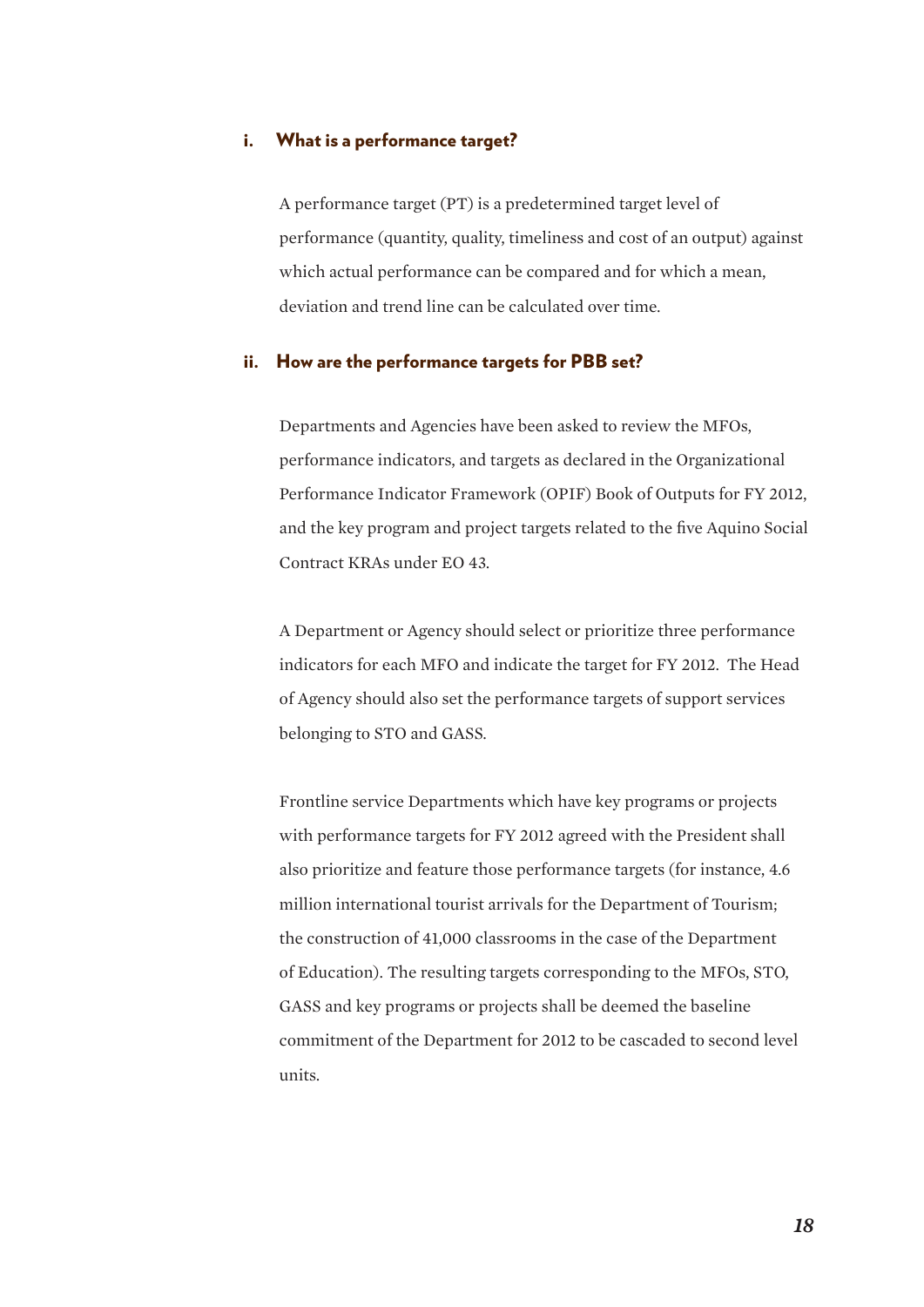### i. What is a performance target?

A performance target (PT) is a predetermined target level of performance (quantity, quality, timeliness and cost of an output) against which actual performance can be compared and for which a mean, deviation and trend line can be calculated over time.

### ii. How are the performance targets for PBB set?

Departments and Agencies have been asked to review the MFOs, performance indicators, and targets as declared in the Organizational Performance Indicator Framework (OPIF) Book of Outputs for FY 2012, and the key program and project targets related to the five Aquino Social Contract KRAs under EO 43.

A Department or Agency should select or prioritize three performance indicators for each MFO and indicate the target for FY 2012. The Head of Agency should also set the performance targets of support services belonging to STO and GASS.

Frontline service Departments which have key programs or projects with performance targets for FY 2012 agreed with the President shall also prioritize and feature those performance targets (for instance, 4.6 million international tourist arrivals for the Department of Tourism; the construction of 41,000 classrooms in the case of the Department of Education). The resulting targets corresponding to the MFOs, STO, GASS and key programs or projects shall be deemed the baseline commitment of the Department for 2012 to be cascaded to second level units.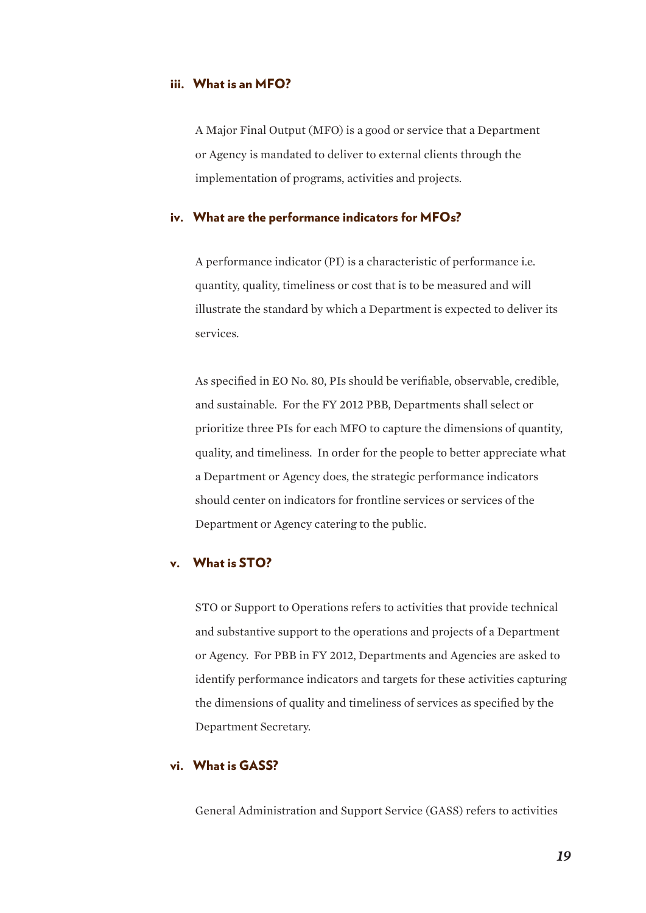### iii. What is an MFO?

A Major Final Output (MFO) is a good or service that a Department or Agency is mandated to deliver to external clients through the implementation of programs, activities and projects.

### iv. What are the performance indicators for MFOs?

A performance indicator (PI) is a characteristic of performance i.e. quantity, quality, timeliness or cost that is to be measured and will illustrate the standard by which a Department is expected to deliver its services.

As specified in EO No. 80, PIs should be verifiable, observable, credible, and sustainable. For the FY 2012 PBB, Departments shall select or prioritize three PIs for each MFO to capture the dimensions of quantity, quality, and timeliness. In order for the people to better appreciate what a Department or Agency does, the strategic performance indicators should center on indicators for frontline services or services of the Department or Agency catering to the public.

### v. What is STO?

STO or Support to Operations refers to activities that provide technical and substantive support to the operations and projects of a Department or Agency. For PBB in FY 2012, Departments and Agencies are asked to identify performance indicators and targets for these activities capturing the dimensions of quality and timeliness of services as specified by the Department Secretary.

### vi. What is GASS?

General Administration and Support Service (GASS) refers to activities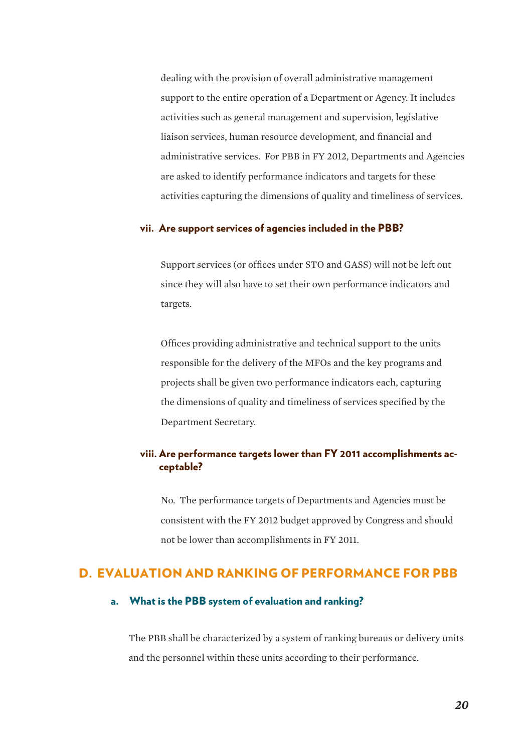dealing with the provision of overall administrative management support to the entire operation of a Department or Agency. It includes activities such as general management and supervision, legislative liaison services, human resource development, and financial and administrative services. For PBB in FY 2012, Departments and Agencies are asked to identify performance indicators and targets for these activities capturing the dimensions of quality and timeliness of services.

#### vii. Are support services of agencies included in the PBB?

Support services (or offices under STO and GASS) will not be left out since they will also have to set their own performance indicators and targets.

Offices providing administrative and technical support to the units responsible for the delivery of the MFOs and the key programs and projects shall be given two performance indicators each, capturing the dimensions of quality and timeliness of services specified by the Department Secretary.

#### viii. Are performance targets lower than FY 2011 accomplishments acceptable?

No. The performance targets of Departments and Agencies must be consistent with the FY 2012 budget approved by Congress and should not be lower than accomplishments in FY 2011.

## D. EVALUATION AND RANKING OF PERFORMANCE FOR PBB

### a. What is the PBB system of evaluation and ranking?

The PBB shall be characterized by a system of ranking bureaus or delivery units and the personnel within these units according to their performance.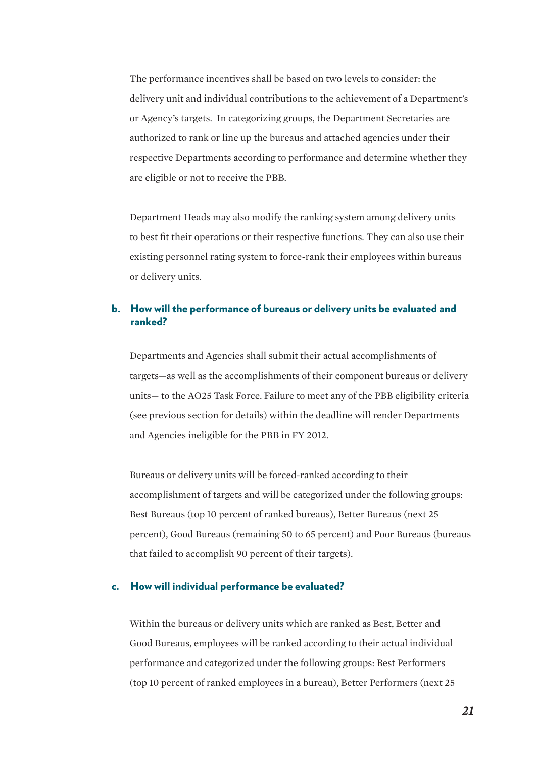The performance incentives shall be based on two levels to consider: the delivery unit and individual contributions to the achievement of a Department's or Agency's targets. In categorizing groups, the Department Secretaries are authorized to rank or line up the bureaus and attached agencies under their respective Departments according to performance and determine whether they are eligible or not to receive the PBB.

Department Heads may also modify the ranking system among delivery units to best fit their operations or their respective functions. They can also use their existing personnel rating system to force-rank their employees within bureaus or delivery units.

### b. How will the performance of bureaus or delivery units be evaluated and ranked?

Departments and Agencies shall submit their actual accomplishments of targets—as well as the accomplishments of their component bureaus or delivery units— to the AO25 Task Force. Failure to meet any of the PBB eligibility criteria (see previous section for details) within the deadline will render Departments and Agencies ineligible for the PBB in FY 2012.

Bureaus or delivery units will be forced-ranked according to their accomplishment of targets and will be categorized under the following groups: Best Bureaus (top 10 percent of ranked bureaus), Better Bureaus (next 25 percent), Good Bureaus (remaining 50 to 65 percent) and Poor Bureaus (bureaus that failed to accomplish 90 percent of their targets).

### c. How will individual performance be evaluated?

Within the bureaus or delivery units which are ranked as Best, Better and Good Bureaus, employees will be ranked according to their actual individual performance and categorized under the following groups: Best Performers (top 10 percent of ranked employees in a bureau), Better Performers (next 25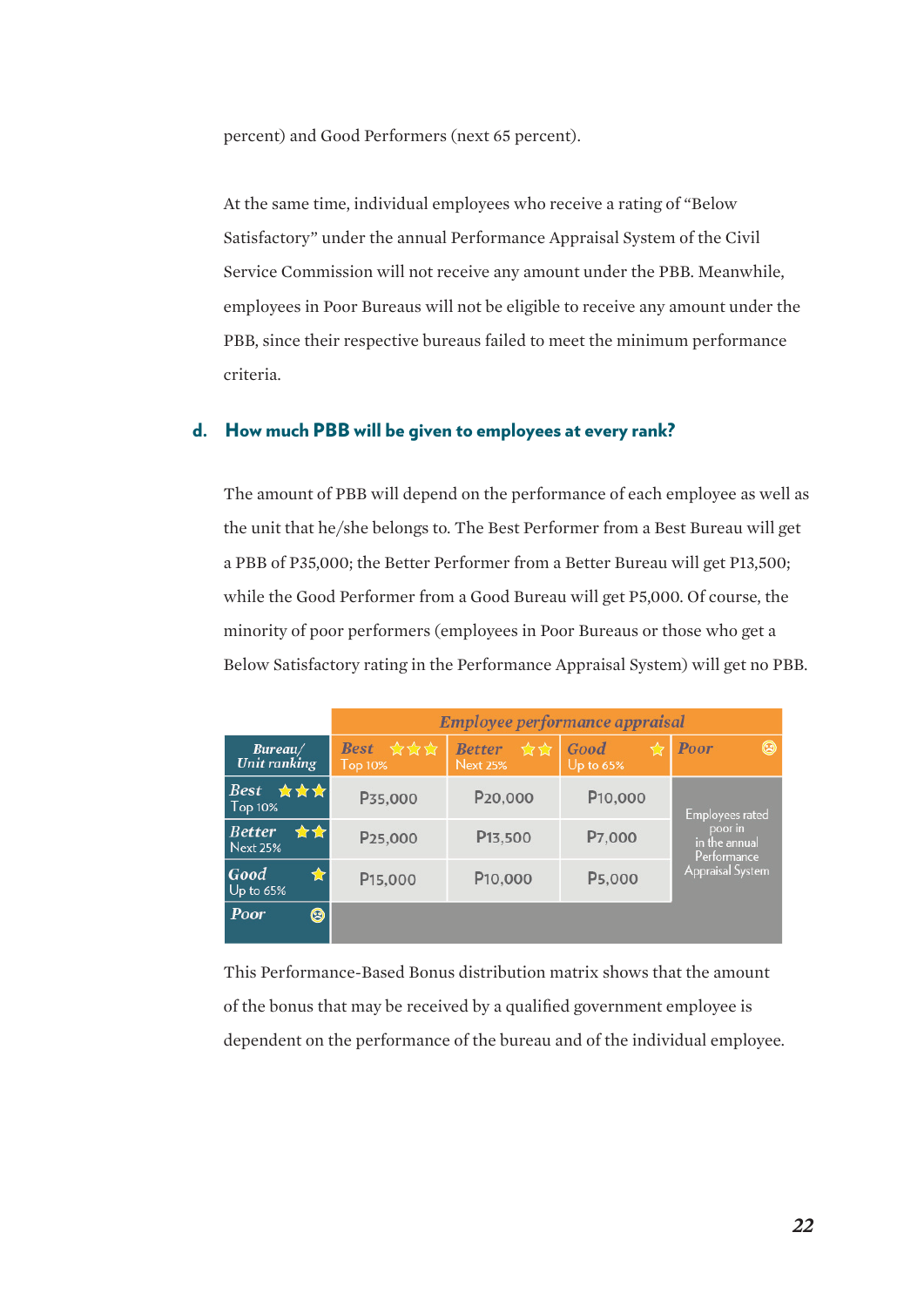percent) and Good Performers (next 65 percent).

At the same time, individual employees who receive a rating of "Below Satisfactory" under the annual Performance Appraisal System of the Civil Service Commission will not receive any amount under the PBB. Meanwhile, employees in Poor Bureaus will not be eligible to receive any amount under the PBB, since their respective bureaus failed to meet the minimum performance criteria.

### d. How much PBB will be given to employees at every rank?

The amount of PBB will depend on the performance of each employee as well as the unit that he/she belongs to. The Best Performer from a Best Bureau will get a PBB of P35,000; the Better Performer from a Better Bureau will get P13,500; while the Good Performer from a Good Bureau will get P5,000. Of course, the minority of poor performers (employees in Poor Bureaus or those who get a Below Satisfactory rating in the Performance Appraisal System) will get no PBB.

| | *Employee performance appraisal* | | | |
|---|---|---|---|---|
| *Bureau/ Unit ranking* | *Best* ★★★ Top 10% | *Better* ★★ Next 25% | *Good* ★ Up to 65% | *Poor* |
| *Best* ★★★ Top 10% | P35,000 | P20,000 | P10,000 | Employees rated poor in in the annual Performance Appraisal System |
| *Better* ★★ Next 25% | P25,000 | P13,500 | P7,000 | |
| *Good* ★ Up to 65% | P15,000 | P10,000 | P5,000 | |
| *Poor* | | | | |

This Performance-Based Bonus distribution matrix shows that the amount of the bonus that may be received by a qualified government employee is dependent on the performance of the bureau and of the individual employee.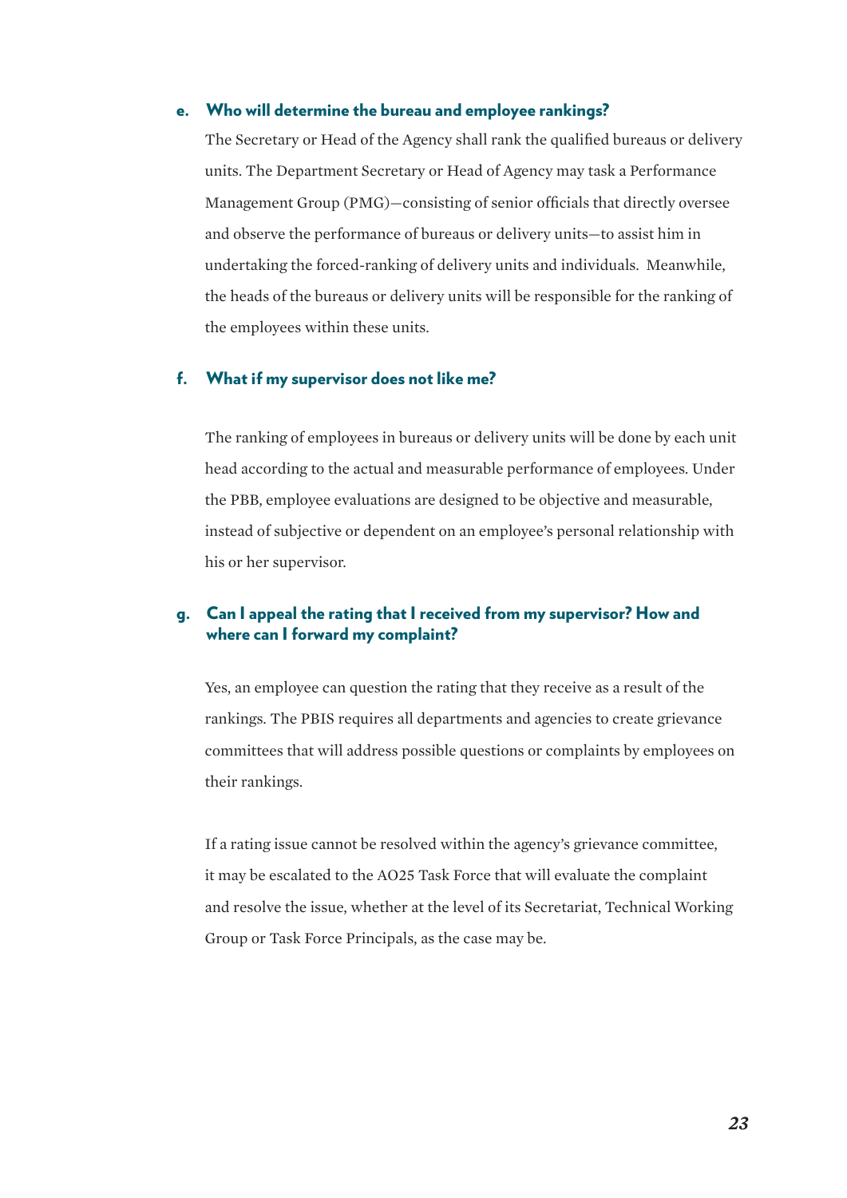### e. Who will determine the bureau and employee rankings?

The Secretary or Head of the Agency shall rank the qualified bureaus or delivery units. The Department Secretary or Head of Agency may task a Performance Management Group (PMG)—consisting of senior officials that directly oversee and observe the performance of bureaus or delivery units—to assist him in undertaking the forced-ranking of delivery units and individuals. Meanwhile, the heads of the bureaus or delivery units will be responsible for the ranking of the employees within these units.

### f. What if my supervisor does not like me?

The ranking of employees in bureaus or delivery units will be done by each unit head according to the actual and measurable performance of employees. Under the PBB, employee evaluations are designed to be objective and measurable, instead of subjective or dependent on an employee's personal relationship with his or her supervisor.

### g. Can I appeal the rating that I received from my supervisor? How and where can I forward my complaint?

Yes, an employee can question the rating that they receive as a result of the rankings. The PBIS requires all departments and agencies to create grievance committees that will address possible questions or complaints by employees on their rankings.

If a rating issue cannot be resolved within the agency's grievance committee, it may be escalated to the AO25 Task Force that will evaluate the complaint and resolve the issue, whether at the level of its Secretariat, Technical Working Group or Task Force Principals, as the case may be.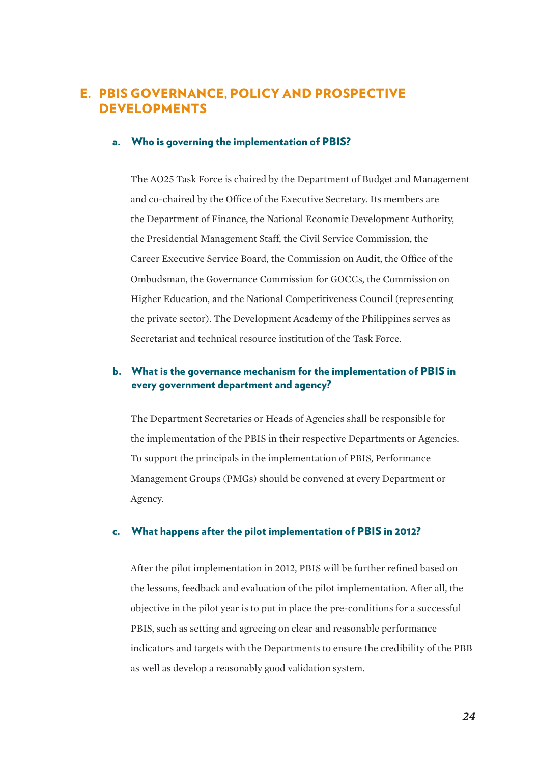## E. PBIS GOVERNANCE, POLICY AND PROSPECTIVE DEVELOPMENTS

### a. Who is governing the implementation of PBIS?

The AO25 Task Force is chaired by the Department of Budget and Management and co-chaired by the Office of the Executive Secretary. Its members are the Department of Finance, the National Economic Development Authority, the Presidential Management Staff, the Civil Service Commission, the Career Executive Service Board, the Commission on Audit, the Office of the Ombudsman, the Governance Commission for GOCCs, the Commission on Higher Education, and the National Competitiveness Council (representing the private sector). The Development Academy of the Philippines serves as Secretariat and technical resource institution of the Task Force.

### b. What is the governance mechanism for the implementation of PBIS in every government department and agency?

The Department Secretaries or Heads of Agencies shall be responsible for the implementation of the PBIS in their respective Departments or Agencies. To support the principals in the implementation of PBIS, Performance Management Groups (PMGs) should be convened at every Department or Agency.

### c. What happens after the pilot implementation of PBIS in 2012?

After the pilot implementation in 2012, PBIS will be further refined based on the lessons, feedback and evaluation of the pilot implementation. After all, the objective in the pilot year is to put in place the pre-conditions for a successful PBIS, such as setting and agreeing on clear and reasonable performance indicators and targets with the Departments to ensure the credibility of the PBB as well as develop a reasonably good validation system.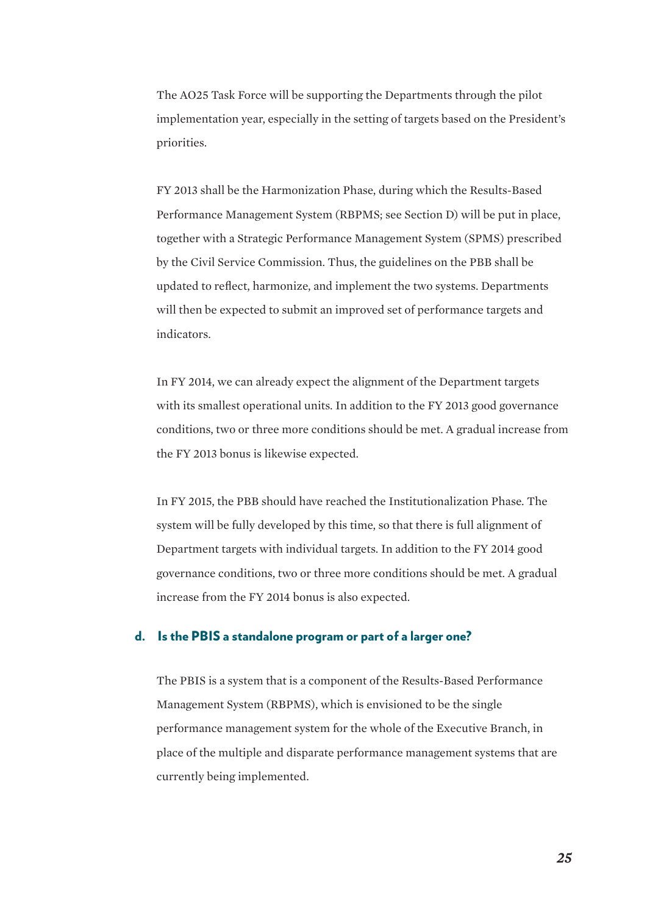The AO25 Task Force will be supporting the Departments through the pilot implementation year, especially in the setting of targets based on the President's priorities.

FY 2013 shall be the Harmonization Phase, during which the Results-Based Performance Management System (RBPMS; see Section D) will be put in place, together with a Strategic Performance Management System (SPMS) prescribed by the Civil Service Commission. Thus, the guidelines on the PBB shall be updated to reflect, harmonize, and implement the two systems. Departments will then be expected to submit an improved set of performance targets and indicators.

In FY 2014, we can already expect the alignment of the Department targets with its smallest operational units. In addition to the FY 2013 good governance conditions, two or three more conditions should be met. A gradual increase from the FY 2013 bonus is likewise expected.

In FY 2015, the PBB should have reached the Institutionalization Phase. The system will be fully developed by this time, so that there is full alignment of Department targets with individual targets. In addition to the FY 2014 good governance conditions, two or three more conditions should be met. A gradual increase from the FY 2014 bonus is also expected.

### d. Is the PBIS a standalone program or part of a larger one?

The PBIS is a system that is a component of the Results-Based Performance Management System (RBPMS), which is envisioned to be the single performance management system for the whole of the Executive Branch, in place of the multiple and disparate performance management systems that are currently being implemented.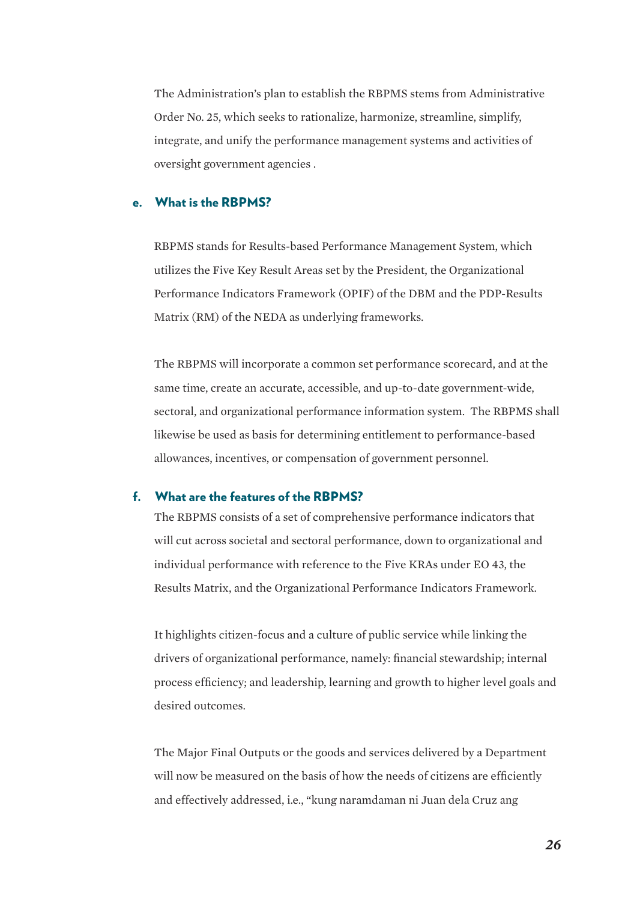The Administration's plan to establish the RBPMS stems from Administrative Order No. 25, which seeks to rationalize, harmonize, streamline, simplify, integrate, and unify the performance management systems and activities of oversight government agencies .

### e. What is the RBPMS?

RBPMS stands for Results-based Performance Management System, which utilizes the Five Key Result Areas set by the President, the Organizational Performance Indicators Framework (OPIF) of the DBM and the PDP-Results Matrix (RM) of the NEDA as underlying frameworks.

The RBPMS will incorporate a common set performance scorecard, and at the same time, create an accurate, accessible, and up-to-date government-wide, sectoral, and organizational performance information system. The RBPMS shall likewise be used as basis for determining entitlement to performance-based allowances, incentives, or compensation of government personnel.

### f. What are the features of the RBPMS?

The RBPMS consists of a set of comprehensive performance indicators that will cut across societal and sectoral performance, down to organizational and individual performance with reference to the Five KRAs under EO 43, the Results Matrix, and the Organizational Performance Indicators Framework.

It highlights citizen-focus and a culture of public service while linking the drivers of organizational performance, namely: financial stewardship; internal process efficiency; and leadership, learning and growth to higher level goals and desired outcomes.

The Major Final Outputs or the goods and services delivered by a Department will now be measured on the basis of how the needs of citizens are efficiently and effectively addressed, i.e., "kung naramdaman ni Juan dela Cruz ang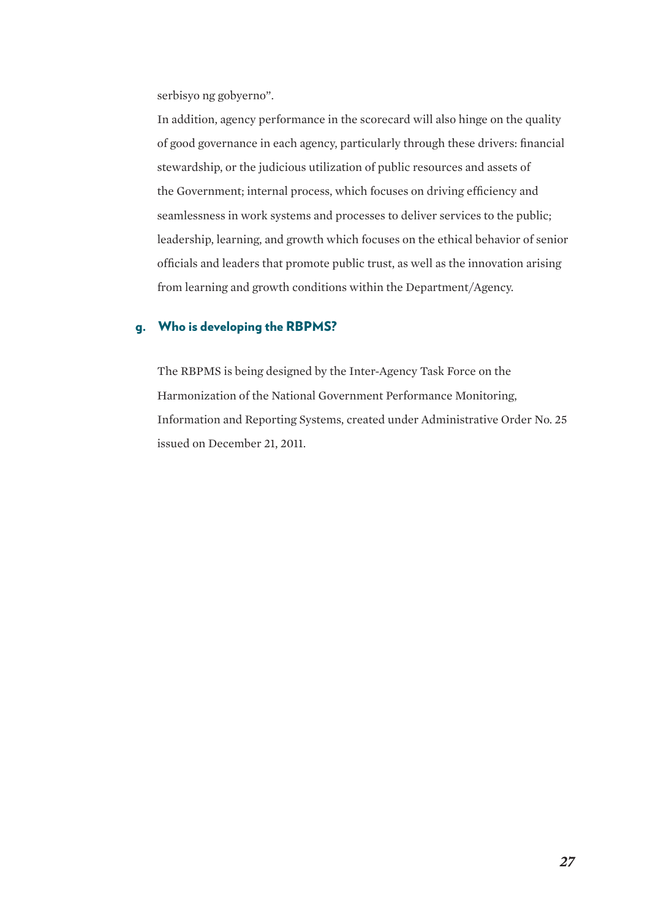serbisyo ng gobyerno".

In addition, agency performance in the scorecard will also hinge on the quality of good governance in each agency, particularly through these drivers: financial stewardship, or the judicious utilization of public resources and assets of the Government; internal process, which focuses on driving efficiency and seamlessness in work systems and processes to deliver services to the public; leadership, learning, and growth which focuses on the ethical behavior of senior officials and leaders that promote public trust, as well as the innovation arising from learning and growth conditions within the Department/Agency.

### g. Who is developing the RBPMS?

The RBPMS is being designed by the Inter-Agency Task Force on the Harmonization of the National Government Performance Monitoring, Information and Reporting Systems, created under Administrative Order No. 25 issued on December 21, 2011.